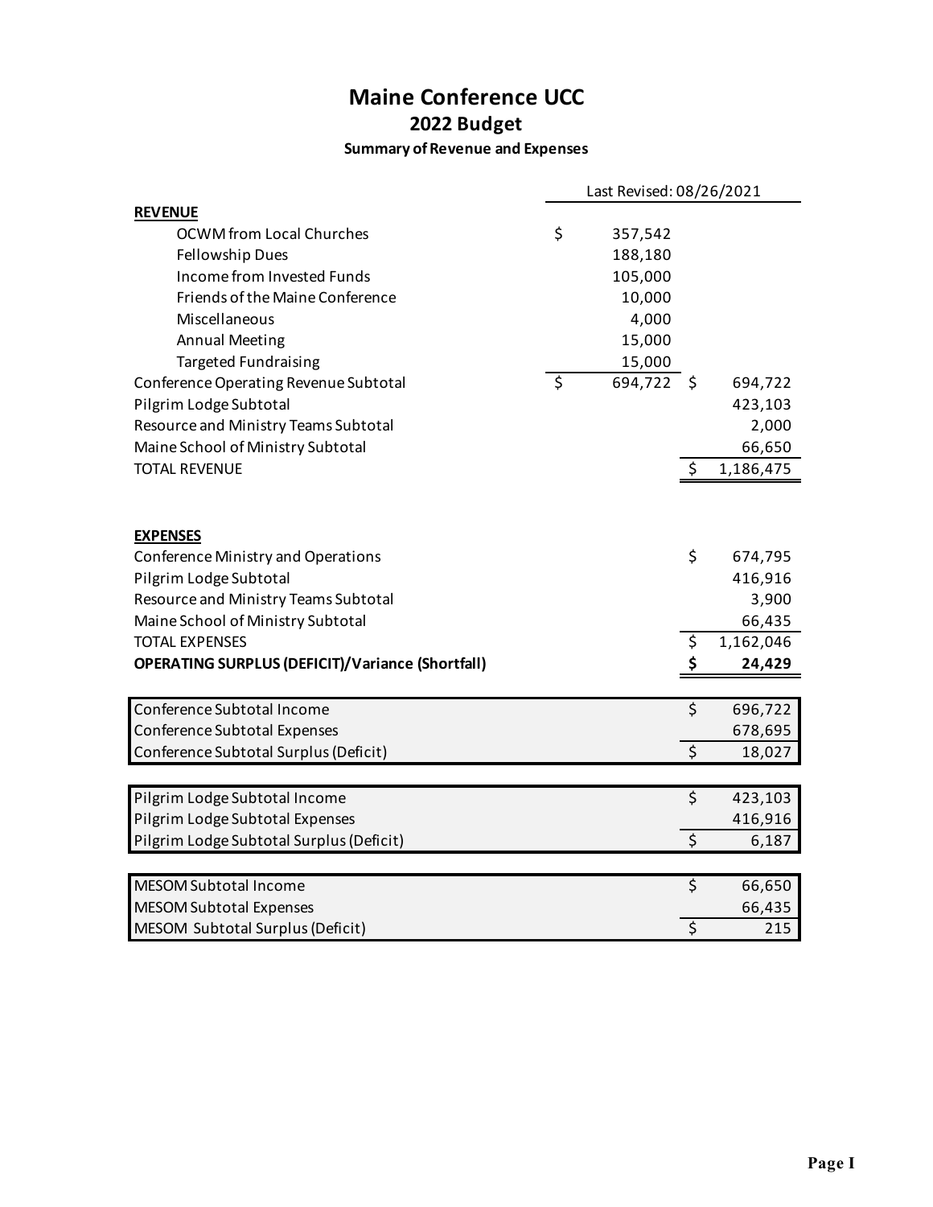# Maine Conference UCC

## 2022 Budget

### Summary of Revenue and Expenses

| | Last Revised: 08/26/2021 | |
|---|---|---|
| **REVENUE** | | |
| OCWM from Local Churches | $ 357,542 | |
| Fellowship Dues | 188,180 | |
| Income from Invested Funds | 105,000 | |
| Friends of the Maine Conference | 10,000 | |
| Miscellaneous | 4,000 | |
| Annual Meeting | 15,000 | |
| Targeted Fundraising | 15,000 | |
| Conference Operating Revenue Subtotal | $ 694,722 | $ 694,722 |
| Pilgrim Lodge Subtotal | | 423,103 |
| Resource and Ministry Teams Subtotal | | 2,000 |
| Maine School of Ministry Subtotal | | 66,650 |
| TOTAL REVENUE | | $ 1,186,475 |
| | | |
| **EXPENSES** | | |
| Conference Ministry and Operations | | $ 674,795 |
| Pilgrim Lodge Subtotal | | 416,916 |
| Resource and Ministry Teams Subtotal | | 3,900 |
| Maine School of Ministry Subtotal | | 66,435 |
| TOTAL EXPENSES | | $ 1,162,046 |
| **OPERATING SURPLUS (DEFICIT)/Variance (Shortfall)** | | **$ 24,429** |

| | |
|---|---|
| Conference Subtotal Income | $ 696,722 |
| Conference Subtotal Expenses | 678,695 |
| Conference Subtotal Surplus (Deficit) | $ 18,027 |

| | |
|---|---|
| Pilgrim Lodge Subtotal Income | $ 423,103 |
| Pilgrim Lodge Subtotal Expenses | 416,916 |
| Pilgrim Lodge Subtotal Surplus (Deficit) | $ 6,187 |

| | |
|---|---|
| MESOM Subtotal Income | $ 66,650 |
| MESOM Subtotal Expenses | 66,435 |
| MESOM Subtotal Surplus (Deficit) | $ 215 |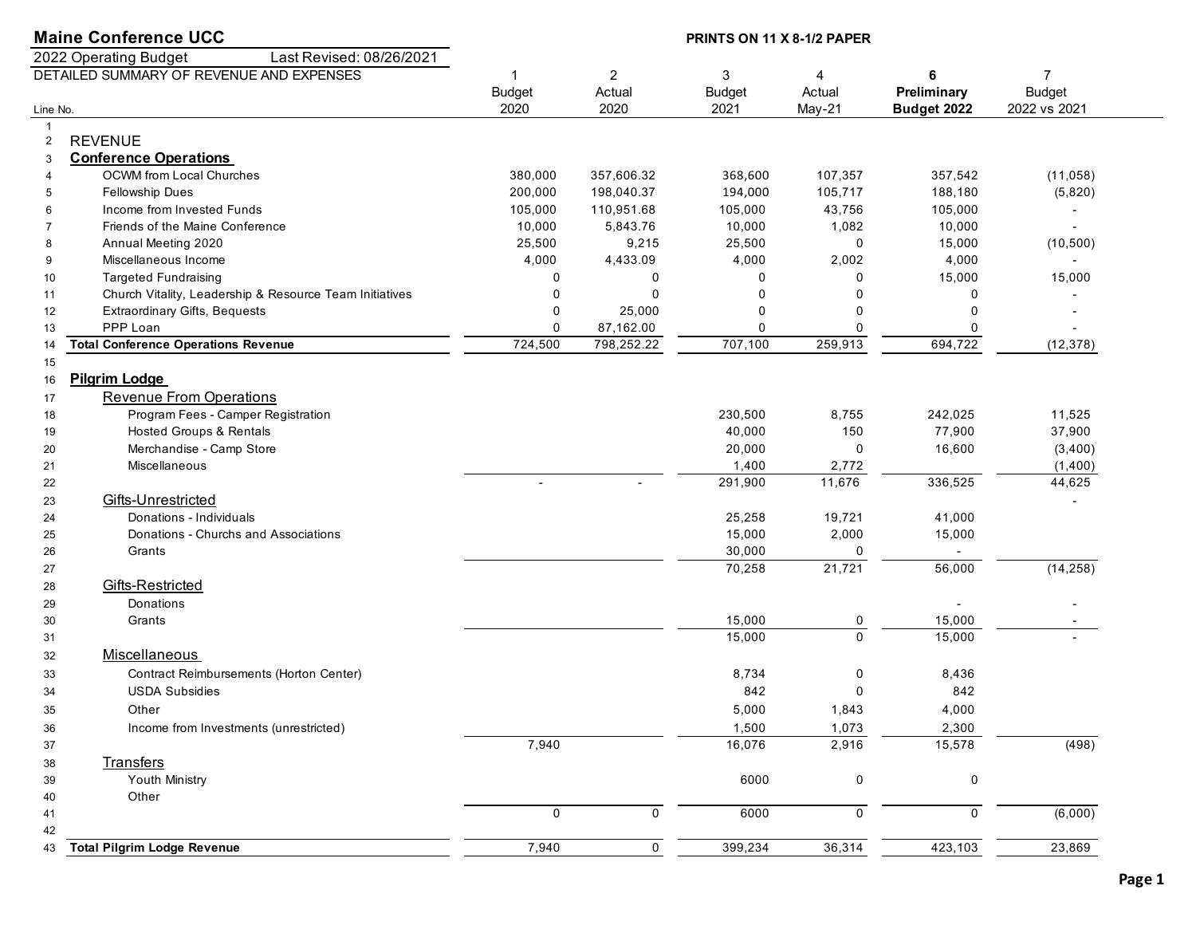# Maine Conference UCC

**PRINTS ON 11 X 8-1/2 PAPER**

2022 Operating Budget — Last Revised: 08/26/2021

DETAILED SUMMARY OF REVENUE AND EXPENSES

| Line No. | | 1<br>Budget<br>2020 | 2<br>Actual<br>2020 | 3<br>Budget<br>2021 | 4<br>Actual<br>May-21 | **6<br>Preliminary<br>Budget 2022** | 7<br>Budget<br>2022 vs 2021 |
|---|---|---|---|---|---|---|---|
| 1 | | | | | | | |
| 2 | REVENUE | | | | | | |
| 3 | **Conference Operations** | | | | | | |
| 4 | OCWM from Local Churches | 380,000 | 357,606.32 | 368,600 | 107,357 | 357,542 | (11,058) |
| 5 | Fellowship Dues | 200,000 | 198,040.37 | 194,000 | 105,717 | 188,180 | (5,820) |
| 6 | Income from Invested Funds | 105,000 | 110,951.68 | 105,000 | 43,756 | 105,000 | - |
| 7 | Friends of the Maine Conference | 10,000 | 5,843.76 | 10,000 | 1,082 | 10,000 | - |
| 8 | Annual Meeting 2020 | 25,500 | 9,215 | 25,500 | 0 | 15,000 | (10,500) |
| 9 | Miscellaneous Income | 4,000 | 4,433.09 | 4,000 | 2,002 | 4,000 | - |
| 10 | Targeted Fundraising | 0 | 0 | 0 | 0 | 15,000 | 15,000 |
| 11 | Church Vitality, Leadership & Resource Team Initiatives | 0 | 0 | 0 | 0 | 0 | - |
| 12 | Extraordinary Gifts, Bequests | 0 | 25,000 | 0 | 0 | 0 | - |
| 13 | PPP Loan | 0 | 87,162.00 | 0 | 0 | 0 | - |
| 14 | **Total Conference Operations Revenue** | 724,500 | 798,252.22 | 707,100 | 259,913 | 694,722 | (12,378) |
| 15 | | | | | | | |
| 16 | **Pilgrim Lodge** | | | | | | |
| 17 | Revenue From Operations | | | | | | |
| 18 | Program Fees - Camper Registration | | | 230,500 | 8,755 | 242,025 | 11,525 |
| 19 | Hosted Groups & Rentals | | | 40,000 | 150 | 77,900 | 37,900 |
| 20 | Merchandise - Camp Store | | | 20,000 | 0 | 16,600 | (3,400) |
| 21 | Miscellaneous | | | 1,400 | 2,772 | | (1,400) |
| 22 | | - | - | 291,900 | 11,676 | 336,525 | 44,625 |
| 23 | Gifts-Unrestricted | | | | | | - |
| 24 | Donations - Individuals | | | 25,258 | 19,721 | 41,000 | |
| 25 | Donations - Churchs and Associations | | | 15,000 | 2,000 | 15,000 | |
| 26 | Grants | | | 30,000 | 0 | - | |
| 27 | | | | 70,258 | 21,721 | 56,000 | (14,258) |
| 28 | Gifts-Restricted | | | | | | |
| 29 | Donations | | | | | - | - |
| 30 | Grants | | | 15,000 | 0 | 15,000 | - |
| 31 | | | | 15,000 | 0 | 15,000 | - |
| 32 | Miscellaneous | | | | | | |
| 33 | Contract Reimbursements (Horton Center) | | | 8,734 | 0 | 8,436 | |
| 34 | USDA Subsidies | | | 842 | 0 | 842 | |
| 35 | Other | | | 5,000 | 1,843 | 4,000 | |
| 36 | Income from Investments (unrestricted) | | | 1,500 | 1,073 | 2,300 | |
| 37 | | 7,940 | | 16,076 | 2,916 | 15,578 | (498) |
| 38 | Transfers | | | | | | |
| 39 | Youth Ministry | | | 6000 | 0 | 0 | |
| 40 | Other | | | | | | |
| 41 | | 0 | 0 | 6000 | 0 | 0 | (6,000) |
| 42 | | | | | | | |
| 43 | **Total Pilgrim Lodge Revenue** | 7,940 | 0 | 399,234 | 36,314 | 423,103 | 23,869 |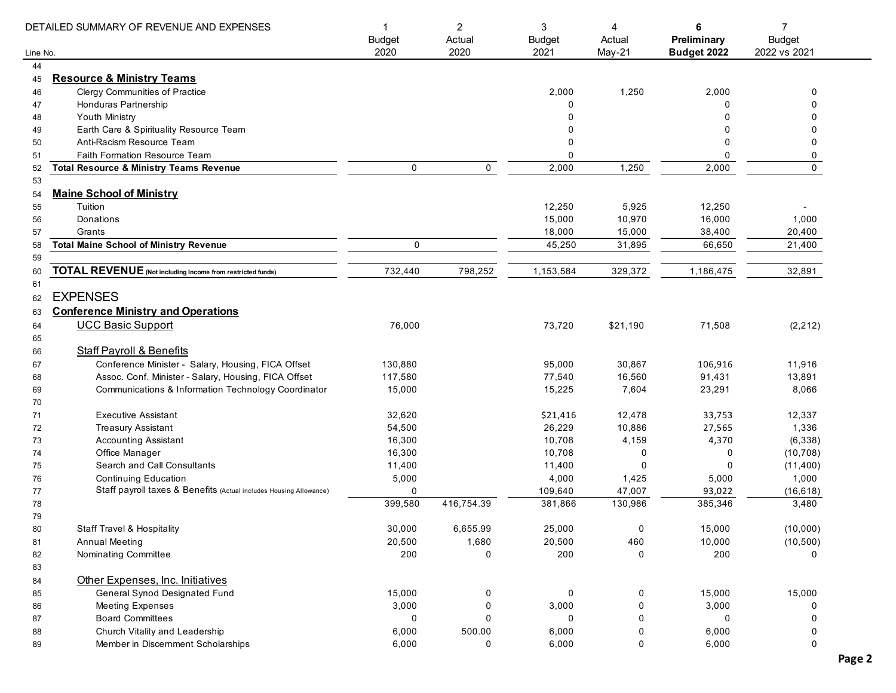DETAILED SUMMARY OF REVENUE AND EXPENSES

| Line No. | | 1<br>Budget<br>2020 | 2<br>Actual<br>2020 | 3<br>Budget<br>2021 | 4<br>Actual<br>May-21 | 6<br>**Preliminary Budget 2022** | 7<br>Budget<br>2022 vs 2021 |
|---|---|---|---|---|---|---|---|
| 44 | | | | | | | |
| 45 | **Resource & Ministry Teams** | | | | | | |
| 46 | Clergy Communities of Practice | | | 2,000 | 1,250 | 2,000 | 0 |
| 47 | Honduras Partnership | | | 0 | | 0 | 0 |
| 48 | Youth Ministry | | | 0 | | 0 | 0 |
| 49 | Earth Care & Spirituality Resource Team | | | 0 | | 0 | 0 |
| 50 | Anti-Racism Resource Team | | | 0 | | 0 | 0 |
| 51 | Faith Formation Resource Team | | | 0 | | 0 | 0 |
| 52 | **Total Resource & Ministry Teams Revenue** | 0 | 0 | 2,000 | 1,250 | 2,000 | 0 |
| 53 | | | | | | | |
| 54 | **Maine School of Ministry** | | | | | | |
| 55 | Tuition | | | 12,250 | 5,925 | 12,250 | - |
| 56 | Donations | | | 15,000 | 10,970 | 16,000 | 1,000 |
| 57 | Grants | | | 18,000 | 15,000 | 38,400 | 20,400 |
| 58 | **Total Maine School of Ministry Revenue** | 0 | | 45,250 | 31,895 | 66,650 | 21,400 |
| 59 | | | | | | | |
| 60 | **TOTAL REVENUE** (Not including Income from restricted funds) | 732,440 | 798,252 | 1,153,584 | 329,372 | 1,186,475 | 32,891 |
| 61 | | | | | | | |
| 62 | EXPENSES | | | | | | |
| 63 | **Conference Ministry and Operations** | | | | | | |
| 64 | UCC Basic Support | 76,000 | | 73,720 | $21,190 | 71,508 | (2,212) |
| 65 | | | | | | | |
| 66 | Staff Payroll & Benefits | | | | | | |
| 67 | Conference Minister - Salary, Housing, FICA Offset | 130,880 | | 95,000 | 30,867 | 106,916 | 11,916 |
| 68 | Assoc. Conf. Minister - Salary, Housing, FICA Offset | 117,580 | | 77,540 | 16,560 | 91,431 | 13,891 |
| 69 | Communications & Information Technology Coordinator | 15,000 | | 15,225 | 7,604 | 23,291 | 8,066 |
| 70 | | | | | | | |
| 71 | Executive Assistant | 32,620 | | $21,416 | 12,478 | 33,753 | 12,337 |
| 72 | Treasury Assistant | 54,500 | | 26,229 | 10,886 | 27,565 | 1,336 |
| 73 | Accounting Assistant | 16,300 | | 10,708 | 4,159 | 4,370 | (6,338) |
| 74 | Office Manager | 16,300 | | 10,708 | 0 | 0 | (10,708) |
| 75 | Search and Call Consultants | 11,400 | | 11,400 | 0 | 0 | (11,400) |
| 76 | Continuing Education | 5,000 | | 4,000 | 1,425 | 5,000 | 1,000 |
| 77 | Staff payroll taxes & Benefits (Actual includes Housing Allowance) | 0 | | 109,640 | 47,007 | 93,022 | (16,618) |
| 78 | | 399,580 | 416,754.39 | 381,866 | 130,986 | 385,346 | 3,480 |
| 79 | | | | | | | |
| 80 | Staff Travel & Hospitality | 30,000 | 6,655.99 | 25,000 | 0 | 15,000 | (10,000) |
| 81 | Annual Meeting | 20,500 | 1,680 | 20,500 | 460 | 10,000 | (10,500) |
| 82 | Nominating Committee | 200 | 0 | 200 | 0 | 200 | 0 |
| 83 | | | | | | | |
| 84 | Other Expenses, Inc. Initiatives | | | | | | |
| 85 | General Synod Designated Fund | 15,000 | 0 | 0 | 0 | 15,000 | 15,000 |
| 86 | Meeting Expenses | 3,000 | 0 | 3,000 | 0 | 3,000 | 0 |
| 87 | Board Committees | 0 | 0 | 0 | 0 | 0 | 0 |
| 88 | Church Vitality and Leadership | 6,000 | 500.00 | 6,000 | 0 | 6,000 | 0 |
| 89 | Member in Discernment Scholarships | 6,000 | 0 | 6,000 | 0 | 6,000 | 0 |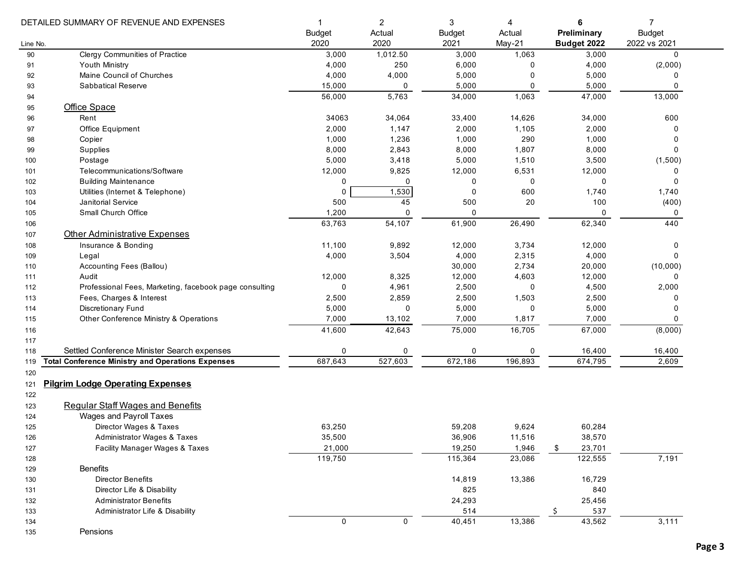| Line No. | DETAILED SUMMARY OF REVENUE AND EXPENSES | 1<br>Budget<br>2020 | 2<br>Actual<br>2020 | 3<br>Budget<br>2021 | 4<br>Actual<br>May-21 | 6<br>**Preliminary**<br>**Budget 2022** | 7<br>Budget<br>2022 vs 2021 |
|---|---|---|---|---|---|---|---|
| 90 | Clergy Communities of Practice | 3,000 | 1,012.50 | 3,000 | 1,063 | 3,000 | 0 |
| 91 | Youth Ministry | 4,000 | 250 | 6,000 | 0 | 4,000 | (2,000) |
| 92 | Maine Council of Churches | 4,000 | 4,000 | 5,000 | 0 | 5,000 | 0 |
| 93 | Sabbatical Reserve | 15,000 | 0 | 5,000 | 0 | 5,000 | 0 |
| 94 | | 56,000 | 5,763 | 34,000 | 1,063 | 47,000 | 13,000 |
| 95 | Office Space | | | | | | |
| 96 | Rent | 34063 | 34,064 | 33,400 | 14,626 | 34,000 | 600 |
| 97 | Office Equipment | 2,000 | 1,147 | 2,000 | 1,105 | 2,000 | 0 |
| 98 | Copier | 1,000 | 1,236 | 1,000 | 290 | 1,000 | 0 |
| 99 | Supplies | 8,000 | 2,843 | 8,000 | 1,807 | 8,000 | 0 |
| 100 | Postage | 5,000 | 3,418 | 5,000 | 1,510 | 3,500 | (1,500) |
| 101 | Telecommunications/Software | 12,000 | 9,825 | 12,000 | 6,531 | 12,000 | 0 |
| 102 | Building Maintenance | 0 | 0 | 0 | 0 | 0 | 0 |
| 103 | Utilities (Internet & Telephone) | 0 | 1,530 | 0 | 600 | 1,740 | 1,740 |
| 104 | Janitorial Service | 500 | 45 | 500 | 20 | 100 | (400) |
| 105 | Small Church Office | 1,200 | 0 | 0 | | 0 | 0 |
| 106 | | 63,763 | 54,107 | 61,900 | 26,490 | 62,340 | 440 |
| 107 | Other Administrative Expenses | | | | | | |
| 108 | Insurance & Bonding | 11,100 | 9,892 | 12,000 | 3,734 | 12,000 | 0 |
| 109 | Legal | 4,000 | 3,504 | 4,000 | 2,315 | 4,000 | 0 |
| 110 | Accounting Fees (Ballou) | | | 30,000 | 2,734 | 20,000 | (10,000) |
| 111 | Audit | 12,000 | 8,325 | 12,000 | 4,603 | 12,000 | 0 |
| 112 | Professional Fees, Marketing, facebook page consulting | 0 | 4,961 | 2,500 | 0 | 4,500 | 2,000 |
| 113 | Fees, Charges & Interest | 2,500 | 2,859 | 2,500 | 1,503 | 2,500 | 0 |
| 114 | Discretionary Fund | 5,000 | 0 | 5,000 | 0 | 5,000 | 0 |
| 115 | Other Conference Ministry & Operations | 7,000 | 13,102 | 7,000 | 1,817 | 7,000 | 0 |
| 116 | | 41,600 | 42,643 | 75,000 | 16,705 | 67,000 | (8,000) |
| 117 | | | | | | | |
| 118 | Settled Conference Minister Search expenses | 0 | 0 | 0 | 0 | 16,400 | 16,400 |
| 119 | **Total Conference Ministry and Operations Expenses** | 687,643 | 527,603 | 672,186 | 196,893 | 674,795 | 2,609 |
| 120 | | | | | | | |
| 121 | **Pilgrim Lodge Operating Expenses** | | | | | | |
| 122 | | | | | | | |
| 123 | Regular Staff Wages and Benefits | | | | | | |
| 124 | Wages and Payroll Taxes | | | | | | |
| 125 | Director Wages & Taxes | 63,250 | | 59,208 | 9,624 | 60,284 | |
| 126 | Administrator Wages & Taxes | 35,500 | | 36,906 | 11,516 | 38,570 | |
| 127 | Facility Manager Wages & Taxes | 21,000 | | 19,250 | 1,946 | $ 23,701 | |
| 128 | | 119,750 | | 115,364 | 23,086 | 122,555 | 7,191 |
| 129 | Benefits | | | | | | |
| 130 | Director Benefits | | | 14,819 | 13,386 | 16,729 | |
| 131 | Director Life & Disability | | | 825 | | 840 | |
| 132 | Administrator Benefits | | | 24,293 | | 25,456 | |
| 133 | Administrator Life & Disability | | | 514 | | $ 537 | |
| 134 | | 0 | 0 | 40,451 | 13,386 | 43,562 | 3,111 |
| 135 | Pensions | | | | | | |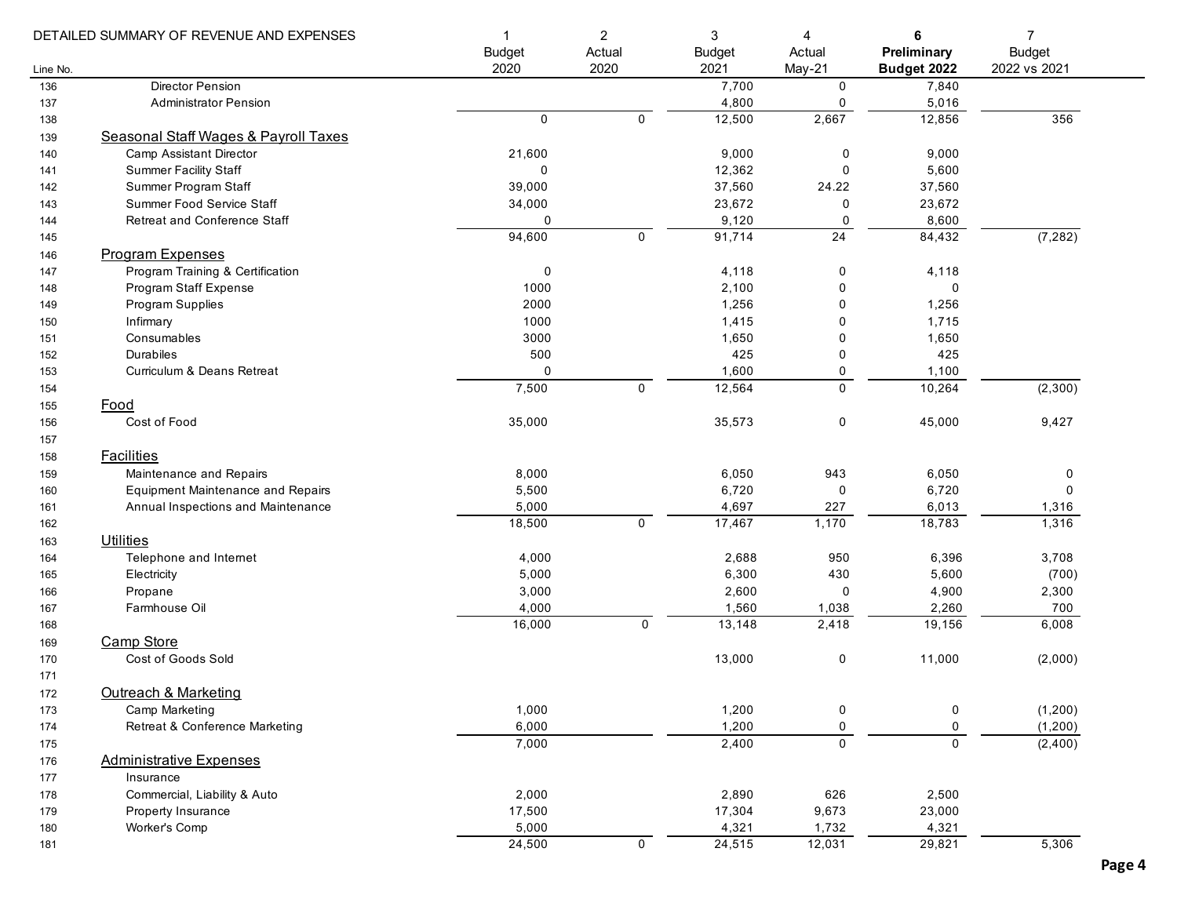| Line No. | DETAILED SUMMARY OF REVENUE AND EXPENSES | 1<br>Budget<br>2020 | 2<br>Actual<br>2020 | 3<br>Budget<br>2021 | 4<br>Actual<br>May-21 | **6**<br>**Preliminary**<br>**Budget 2022** | 7<br>Budget<br>2022 vs 2021 |
|---|---|---|---|---|---|---|---|
| 136 | Director Pension | | | 7,700 | 0 | 7,840 | |
| 137 | Administrator Pension | | | 4,800 | 0 | 5,016 | |
| 138 | | 0 | 0 | 12,500 | 2,667 | 12,856 | 356 |
| 139 | Seasonal Staff Wages & Payroll Taxes | | | | | | |
| 140 | Camp Assistant Director | 21,600 | | 9,000 | 0 | 9,000 | |
| 141 | Summer Facility Staff | 0 | | 12,362 | 0 | 5,600 | |
| 142 | Summer Program Staff | 39,000 | | 37,560 | 24.22 | 37,560 | |
| 143 | Summer Food Service Staff | 34,000 | | 23,672 | 0 | 23,672 | |
| 144 | Retreat and Conference Staff | 0 | | 9,120 | 0 | 8,600 | |
| 145 | | 94,600 | 0 | 91,714 | 24 | 84,432 | (7,282) |
| 146 | Program Expenses | | | | | | |
| 147 | Program Training & Certification | 0 | | 4,118 | 0 | 4,118 | |
| 148 | Program Staff Expense | 1000 | | 2,100 | 0 | 0 | |
| 149 | Program Supplies | 2000 | | 1,256 | 0 | 1,256 | |
| 150 | Infirmary | 1000 | | 1,415 | 0 | 1,715 | |
| 151 | Consumables | 3000 | | 1,650 | 0 | 1,650 | |
| 152 | Durabiles | 500 | | 425 | 0 | 425 | |
| 153 | Curriculum & Deans Retreat | 0 | | 1,600 | 0 | 1,100 | |
| 154 | | 7,500 | 0 | 12,564 | 0 | 10,264 | (2,300) |
| 155 | Food | | | | | | |
| 156 | Cost of Food | 35,000 | | 35,573 | 0 | 45,000 | 9,427 |
| 157 | | | | | | | |
| 158 | Facilities | | | | | | |
| 159 | Maintenance and Repairs | 8,000 | | 6,050 | 943 | 6,050 | 0 |
| 160 | Equipment Maintenance and Repairs | 5,500 | | 6,720 | 0 | 6,720 | 0 |
| 161 | Annual Inspections and Maintenance | 5,000 | | 4,697 | 227 | 6,013 | 1,316 |
| 162 | | 18,500 | 0 | 17,467 | 1,170 | 18,783 | 1,316 |
| 163 | Utilities | | | | | | |
| 164 | Telephone and Internet | 4,000 | | 2,688 | 950 | 6,396 | 3,708 |
| 165 | Electricity | 5,000 | | 6,300 | 430 | 5,600 | (700) |
| 166 | Propane | 3,000 | | 2,600 | 0 | 4,900 | 2,300 |
| 167 | Farmhouse Oil | 4,000 | | 1,560 | 1,038 | 2,260 | 700 |
| 168 | | 16,000 | 0 | 13,148 | 2,418 | 19,156 | 6,008 |
| 169 | Camp Store | | | | | | |
| 170 | Cost of Goods Sold | | | 13,000 | 0 | 11,000 | (2,000) |
| 171 | | | | | | | |
| 172 | Outreach & Marketing | | | | | | |
| 173 | Camp Marketing | 1,000 | | 1,200 | 0 | 0 | (1,200) |
| 174 | Retreat & Conference Marketing | 6,000 | | 1,200 | 0 | 0 | (1,200) |
| 175 | | 7,000 | | 2,400 | 0 | 0 | (2,400) |
| 176 | Administrative Expenses | | | | | | |
| 177 | Insurance | | | | | | |
| 178 | Commercial, Liability & Auto | 2,000 | | 2,890 | 626 | 2,500 | |
| 179 | Property Insurance | 17,500 | | 17,304 | 9,673 | 23,000 | |
| 180 | Worker's Comp | 5,000 | | 4,321 | 1,732 | 4,321 | |
| 181 | | 24,500 | 0 | 24,515 | 12,031 | 29,821 | 5,306 |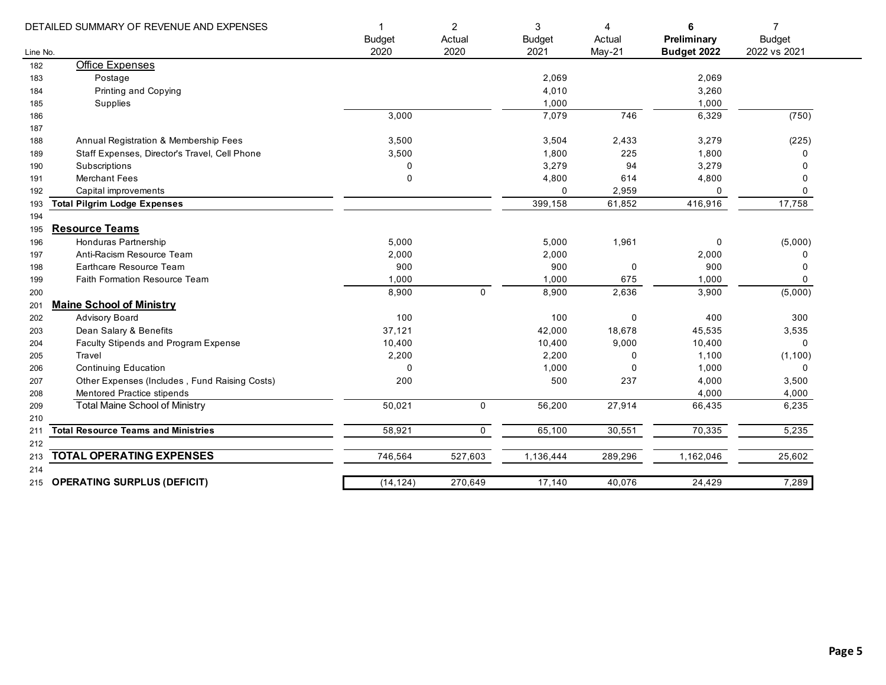| Line No. | DETAILED SUMMARY OF REVENUE AND EXPENSES | 1<br>Budget<br>2020 | 2<br>Actual<br>2020 | 3<br>Budget<br>2021 | 4<br>Actual<br>May-21 | 6<br>**Preliminary Budget 2022** | 7<br>Budget<br>2022 vs 2021 |
|---|---|---|---|---|---|---|---|
| 182 | Office Expenses | | | | | | |
| 183 | Postage | | | 2,069 | | 2,069 | |
| 184 | Printing and Copying | | | 4,010 | | 3,260 | |
| 185 | Supplies | | | 1,000 | | 1,000 | |
| 186 | | 3,000 | | 7,079 | 746 | 6,329 | (750) |
| 187 | | | | | | | |
| 188 | Annual Registration & Membership Fees | 3,500 | | 3,504 | 2,433 | 3,279 | (225) |
| 189 | Staff Expenses, Director's Travel, Cell Phone | 3,500 | | 1,800 | 225 | 1,800 | 0 |
| 190 | Subscriptions | 0 | | 3,279 | 94 | 3,279 | 0 |
| 191 | Merchant Fees | 0 | | 4,800 | 614 | 4,800 | 0 |
| 192 | Capital improvements | | | 0 | 2,959 | 0 | 0 |
| 193 | **Total Pilgrim Lodge Expenses** | | | 399,158 | 61,852 | 416,916 | 17,758 |
| 194 | | | | | | | |
| 195 | **Resource Teams** | | | | | | |
| 196 | Honduras Partnership | 5,000 | | 5,000 | 1,961 | 0 | (5,000) |
| 197 | Anti-Racism Resource Team | 2,000 | | 2,000 | | 2,000 | 0 |
| 198 | Earthcare Resource Team | 900 | | 900 | 0 | 900 | 0 |
| 199 | Faith Formation Resource Team | 1,000 | | 1,000 | 675 | 1,000 | 0 |
| 200 | | 8,900 | 0 | 8,900 | 2,636 | 3,900 | (5,000) |
| 201 | **Maine School of Ministry** | | | | | | |
| 202 | Advisory Board | 100 | | 100 | 0 | 400 | 300 |
| 203 | Dean Salary & Benefits | 37,121 | | 42,000 | 18,678 | 45,535 | 3,535 |
| 204 | Faculty Stipends and Program Expense | 10,400 | | 10,400 | 9,000 | 10,400 | 0 |
| 205 | Travel | 2,200 | | 2,200 | 0 | 1,100 | (1,100) |
| 206 | Continuing Education | 0 | | 1,000 | 0 | 1,000 | 0 |
| 207 | Other Expenses (Includes , Fund Raising Costs) | 200 | | 500 | 237 | 4,000 | 3,500 |
| 208 | Mentored Practice stipends | | | | | 4,000 | 4,000 |
| 209 | Total Maine School of Ministry | 50,021 | 0 | 56,200 | 27,914 | 66,435 | 6,235 |
| 210 | | | | | | | |
| 211 | **Total Resource Teams and Ministries** | 58,921 | 0 | 65,100 | 30,551 | 70,335 | 5,235 |
| 212 | | | | | | | |
| 213 | **TOTAL OPERATING EXPENSES** | 746,564 | 527,603 | 1,136,444 | 289,296 | 1,162,046 | 25,602 |
| 214 | | | | | | | |
| 215 | **OPERATING SURPLUS (DEFICIT)** | (14,124) | 270,649 | 17,140 | 40,076 | 24,429 | 7,289 |